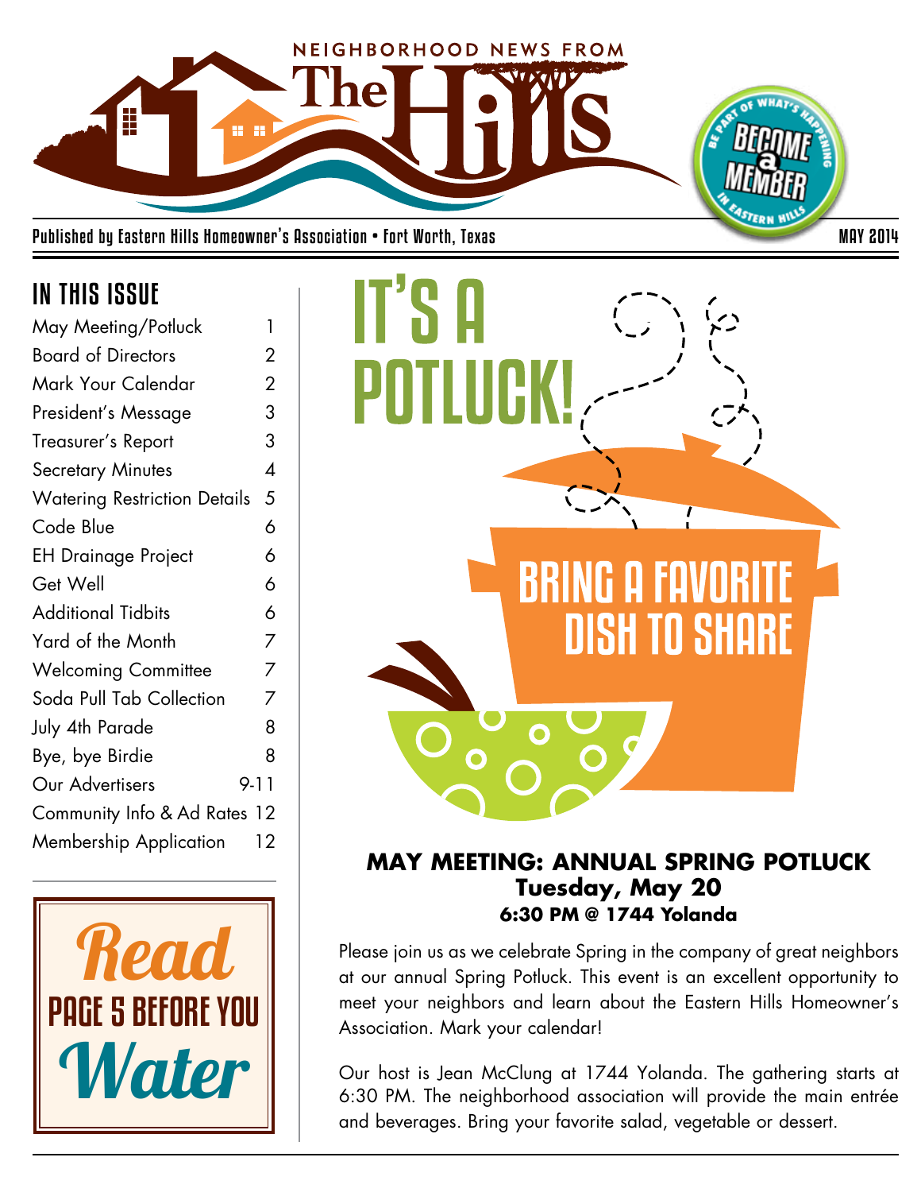# NEIGHBORHOOD NEWS FROM The Hills

BE PART OF WHAT'S HAPPENING — BECOME a MEMBER — IN EASTERN HILLS

Published by Eastern Hills Homeowner's Association • Fort Worth, Texas — MAY 2014

## IN THIS ISSUE

| | |
|---|---|
| May Meeting/Potluck | 1 |
| Board of Directors | 2 |
| Mark Your Calendar | 2 |
| President's Message | 3 |
| Treasurer's Report | 3 |
| Secretary Minutes | 4 |
| Watering Restriction Details | 5 |
| Code Blue | 6 |
| EH Drainage Project | 6 |
| Get Well | 6 |
| Additional Tidbits | 6 |
| Yard of the Month | 7 |
| Welcoming Committee | 7 |
| Soda Pull Tab Collection | 7 |
| July 4th Parade | 8 |
| Bye, bye Birdie | 8 |
| Our Advertisers | 9-11 |
| Community Info & Ad Rates | 12 |
| Membership Application | 12 |

*Read* PAGE 5 BEFORE YOU *Water*

# IT'S A POTLUCK!

BRING A FAVORITE DISH TO SHARE

### MAY MEETING: ANNUAL SPRING POTLUCK
**Tuesday, May 20**
**6:30 PM @ 1744 Yolanda**

Please join us as we celebrate Spring in the company of great neighbors at our annual Spring Potluck. This event is an excellent opportunity to meet your neighbors and learn about the Eastern Hills Homeowner's Association. Mark your calendar!

Our host is Jean McClung at 1744 Yolanda. The gathering starts at 6:30 PM. The neighborhood association will provide the main entrée and beverages. Bring your favorite salad, vegetable or dessert.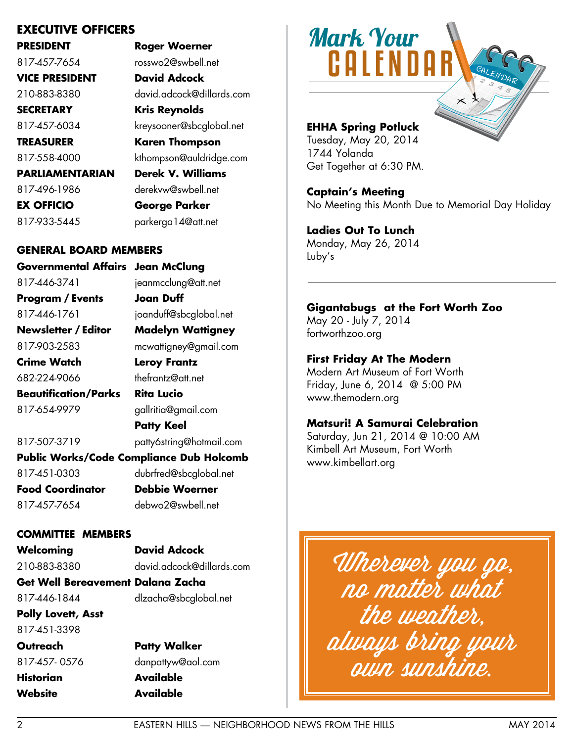## EXECUTIVE OFFICERS

| | |
|---|---|
| **PRESIDENT** | **Roger Woerner** |
| 817-457-7654 | rosswo2@swbell.net |
| **VICE PRESIDENT** | **David Adcock** |
| 210-883-8380 | david.adcock@dillards.com |
| **SECRETARY** | **Kris Reynolds** |
| 817-457-6034 | kreysooner@sbcglobal.net |
| **TREASURER** | **Karen Thompson** |
| 817-558-4000 | kthompson@auldridge.com |
| **PARLIAMENTARIAN** | **Derek V. Williams** |
| 817-496-1986 | derekvw@swbell.net |
| **EX OFFICIO** | **George Parker** |
| 817-933-5445 | parkerga14@att.net |

## GENERAL BOARD MEMBERS

| | |
|---|---|
| **Governmental Affairs** | **Jean McClung** |
| 817-446-3741 | jeanmcclung@att.net |
| **Program / Events** | **Joan Duff** |
| 817-446-1761 | joanduff@sbcglobal.net |
| **Newsletter / Editor** | **Madelyn Wattigney** |
| 817-903-2583 | mcwattigney@gmail.com |
| **Crime Watch** | **Leroy Frantz** |
| 682-224-9066 | thefrantz@att.net |
| **Beautification/Parks** | **Rita Lucio** |
| 817-654-9979 | gallritia@gmail.com |
| | **Patty Keel** |
| 817-507-3719 | patty6string@hotmail.com |
| **Public Works/Code Compliance** | **Dub Holcomb** |
| 817-451-0303 | dubrfred@sbcglobal.net |
| **Food Coordinator** | **Debbie Woerner** |
| 817-457-7654 | debwo2@swbell.net |

## COMMITTEE MEMBERS

| | |
|---|---|
| **Welcoming** | **David Adcock** |
| 210-883-8380 | david.adcock@dillards.com |
| **Get Well Bereavement** | **Dalana Zacha** |
| 817-446-1844 | dlzacha@sbcglobal.net |
| **Polly Lovett, Asst** | |
| 817-451-3398 | |
| **Outreach** | **Patty Walker** |
| 817-457- 0576 | danpattyw@aol.com |
| **Historian** | **Available** |
| **Website** | **Available** |

# Mark Your CALENDAR

**EHHA Spring Potluck**
Tuesday, May 20, 2014
1744 Yolanda
Get Together at 6:30 PM.

**Captain's Meeting**
No Meeting this Month Due to Memorial Day Holiday

**Ladies Out To Lunch**
Monday, May 26, 2014
Luby's

---

**Gigantabugs at the Fort Worth Zoo**
May 20 - July 7, 2014
fortworthzoo.org

**First Friday At The Modern**
Modern Art Museum of Fort Worth
Friday, June 6, 2014 @ 5:00 PM
www.themodern.org

**Matsuri! A Samurai Celebration**
Saturday, Jun 21, 2014 @ 10:00 AM
Kimbell Art Museum, Fort Worth
www.kimbellart.org

*Wherever you go, no matter what the weather, always bring your own sunshine.*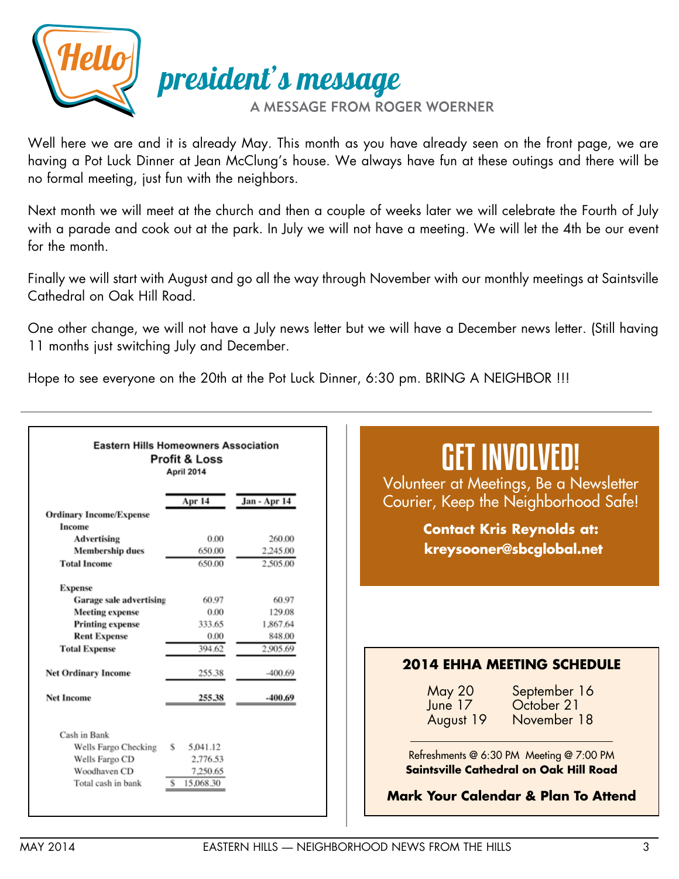# Hello president's message

A MESSAGE FROM ROGER WOERNER

Well here we are and it is already May. This month as you have already seen on the front page, we are having a Pot Luck Dinner at Jean McClung's house. We always have fun at these outings and there will be no formal meeting, just fun with the neighbors.

Next month we will meet at the church and then a couple of weeks later we will celebrate the Fourth of July with a parade and cook out at the park. In July we will not have a meeting. We will let the 4th be our event for the month.

Finally we will start with August and go all the way through November with our monthly meetings at Saintsville Cathedral on Oak Hill Road.

One other change, we will not have a July news letter but we will have a December news letter. (Still having 11 months just switching July and December.

Hope to see everyone on the 20th at the Pot Luck Dinner, 6:30 pm. BRING A NEIGHBOR !!!

---

**Eastern Hills Homeowners Association**
**Profit & Loss**
**April 2014**

| | Apr 14 | Jan - Apr 14 |
|---|---|---|
| **Ordinary Income/Expense** | | |
| **Income** | | |
| **Advertising** | 0.00 | 260.00 |
| **Membership dues** | 650.00 | 2,245.00 |
| **Total Income** | 650.00 | 2,505.00 |
| **Expense** | | |
| **Garage sale advertising** | 60.97 | 60.97 |
| **Meeting expense** | 0.00 | 129.08 |
| **Printing expense** | 333.65 | 1,867.64 |
| **Rent Expense** | 0.00 | 848.00 |
| **Total Expense** | 394.62 | 2,905.69 |
| **Net Ordinary Income** | 255.38 | -400.69 |
| **Net Income** | **255.38** | **-400.69** |

| Cash in Bank | |
|---|---|
| Wells Fargo Checking | $ 5,041.12 |
| Wells Fargo CD | 2,776.53 |
| Woodhaven CD | 7,250.65 |
| Total cash in bank | $ 15,068.30 |

---

# GET INVOLVED!

Volunteer at Meetings, Be a Newsletter Courier, Keep the Neighborhood Safe!

**Contact Kris Reynolds at:**
**kreysooner@sbcglobal.net**

---

### 2014 EHHA MEETING SCHEDULE

| | |
|---|---|
| May 20 | September 16 |
| June 17 | October 21 |
| August 19 | November 18 |

Refreshments @ 6:30 PM Meeting @ 7:00 PM
**Saintsville Cathedral on Oak Hill Road**

**Mark Your Calendar & Plan To Attend**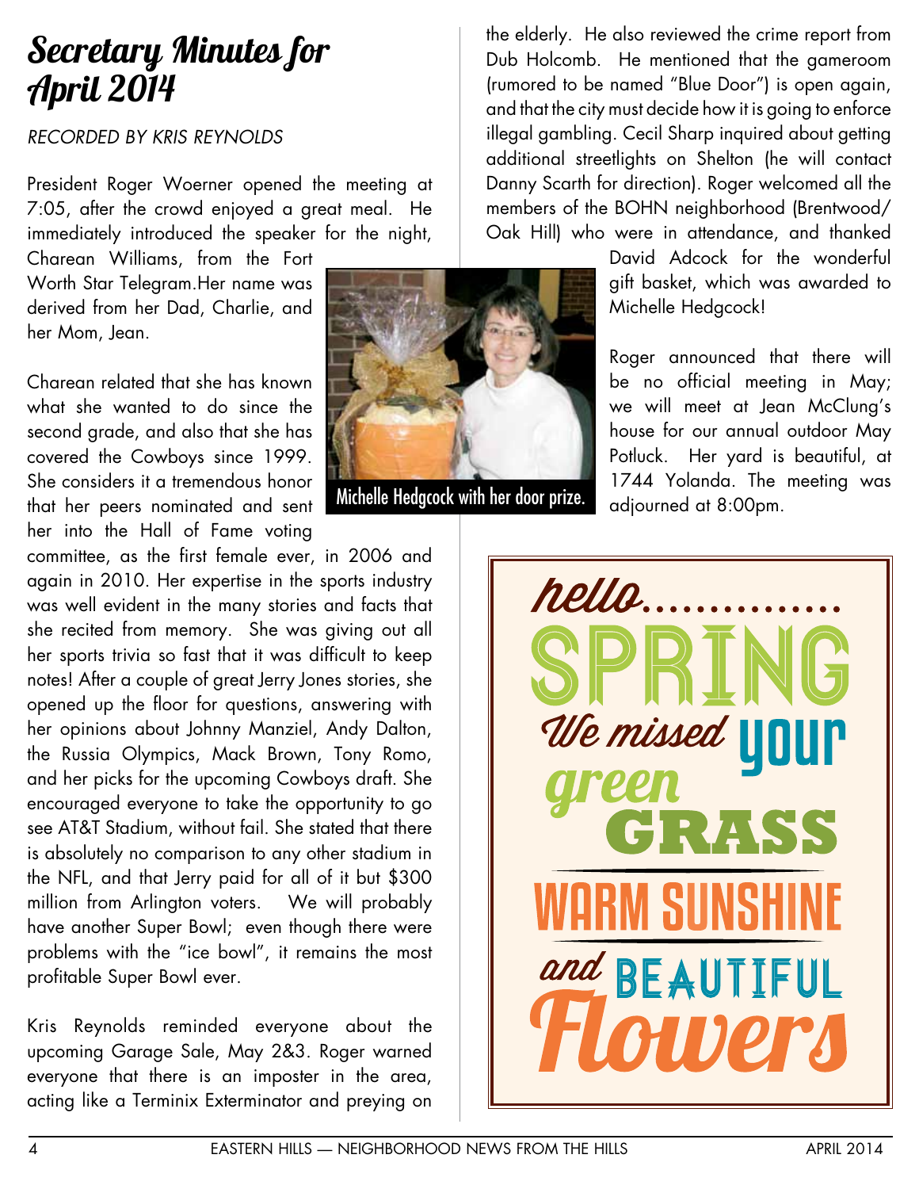# Secretary Minutes for April 2014

*RECORDED BY KRIS REYNOLDS*

President Roger Woerner opened the meeting at 7:05, after the crowd enjoyed a great meal. He immediately introduced the speaker for the night, Charean Williams, from the Fort Worth Star Telegram.Her name was derived from her Dad, Charlie, and her Mom, Jean.

Charean related that she has known what she wanted to do since the second grade, and also that she has covered the Cowboys since 1999. She considers it a tremendous honor that her peers nominated and sent her into the Hall of Fame voting committee, as the first female ever, in 2006 and again in 2010. Her expertise in the sports industry was well evident in the many stories and facts that she recited from memory. She was giving out all her sports trivia so fast that it was difficult to keep notes! After a couple of great Jerry Jones stories, she opened up the floor for questions, answering with her opinions about Johnny Manziel, Andy Dalton, the Russia Olympics, Mack Brown, Tony Romo, and her picks for the upcoming Cowboys draft. She encouraged everyone to take the opportunity to go see AT&T Stadium, without fail. She stated that there is absolutely no comparison to any other stadium in the NFL, and that Jerry paid for all of it but $300 million from Arlington voters. We will probably have another Super Bowl; even though there were problems with the "ice bowl", it remains the most profitable Super Bowl ever.

Kris Reynolds reminded everyone about the upcoming Garage Sale, May 2&3. Roger warned everyone that there is an imposter in the area, acting like a Terminix Exterminator and preying on the elderly. He also reviewed the crime report from Dub Holcomb. He mentioned that the gameroom (rumored to be named "Blue Door") is open again, and that the city must decide how it is going to enforce illegal gambling. Cecil Sharp inquired about getting additional streetlights on Shelton (he will contact Danny Scarth for direction). Roger welcomed all the members of the BOHN neighborhood (Brentwood/ Oak Hill) who were in attendance, and thanked David Adcock for the wonderful gift basket, which was awarded to Michelle Hedgcock!

Michelle Hedgcock with her door prize.

Roger announced that there will be no official meeting in May; we will meet at Jean McClung's house for our annual outdoor May Potluck. Her yard is beautiful, at 1744 Yolanda. The meeting was adjourned at 8:00pm.

hello.............. SPRING We missed your green GRASS WARM SUNSHINE and BEAUTIFUL Flowers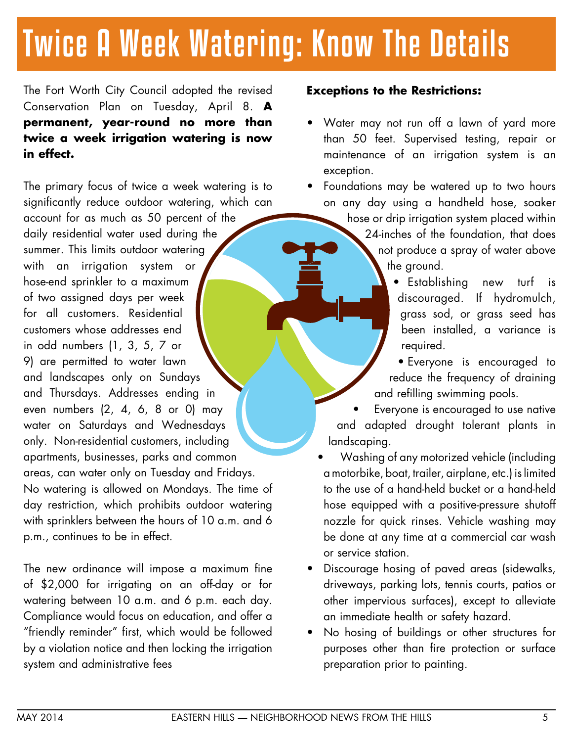# Twice A Week Watering: Know The Details

The Fort Worth City Council adopted the revised Conservation Plan on Tuesday, April 8. **A permanent, year-round no more than twice a week irrigation watering is now in effect.**

The primary focus of twice a week watering is to significantly reduce outdoor watering, which can account for as much as 50 percent of the daily residential water used during the summer. This limits outdoor watering with an irrigation system or hose-end sprinkler to a maximum of two assigned days per week for all customers. Residential customers whose addresses end in odd numbers (1, 3, 5, 7 or 9) are permitted to water lawn and landscapes only on Sundays and Thursdays. Addresses ending in even numbers (2, 4, 6, 8 or 0) may water on Saturdays and Wednesdays only. Non-residential customers, including apartments, businesses, parks and common areas, can water only on Tuesday and Fridays. No watering is allowed on Mondays. The time of day restriction, which prohibits outdoor watering with sprinklers between the hours of 10 a.m. and 6 p.m., continues to be in effect.

The new ordinance will impose a maximum fine of $2,000 for irrigating on an off-day or for watering between 10 a.m. and 6 p.m. each day. Compliance would focus on education, and offer a “friendly reminder” first, which would be followed by a violation notice and then locking the irrigation system and administrative fees

**Exceptions to the Restrictions:**

- Water may not run off a lawn of yard more than 50 feet. Supervised testing, repair or maintenance of an irrigation system is an exception.
- Foundations may be watered up to two hours on any day using a handheld hose, soaker hose or drip irrigation system placed within 24-inches of the foundation, that does not produce a spray of water above the ground.
- Establishing new turf is discouraged. If hydromulch, grass sod, or grass seed has been installed, a variance is required.
- Everyone is encouraged to reduce the frequency of draining and refilling swimming pools.
- Everyone is encouraged to use native and adapted drought tolerant plants in landscaping.
- Washing of any motorized vehicle (including a motorbike, boat, trailer, airplane, etc.) is limited to the use of a hand-held bucket or a hand-held hose equipped with a positive-pressure shutoff nozzle for quick rinses. Vehicle washing may be done at any time at a commercial car wash or service station.
- Discourage hosing of paved areas (sidewalks, driveways, parking lots, tennis courts, patios or other impervious surfaces), except to alleviate an immediate health or safety hazard.
- No hosing of buildings or other structures for purposes other than fire protection or surface preparation prior to painting.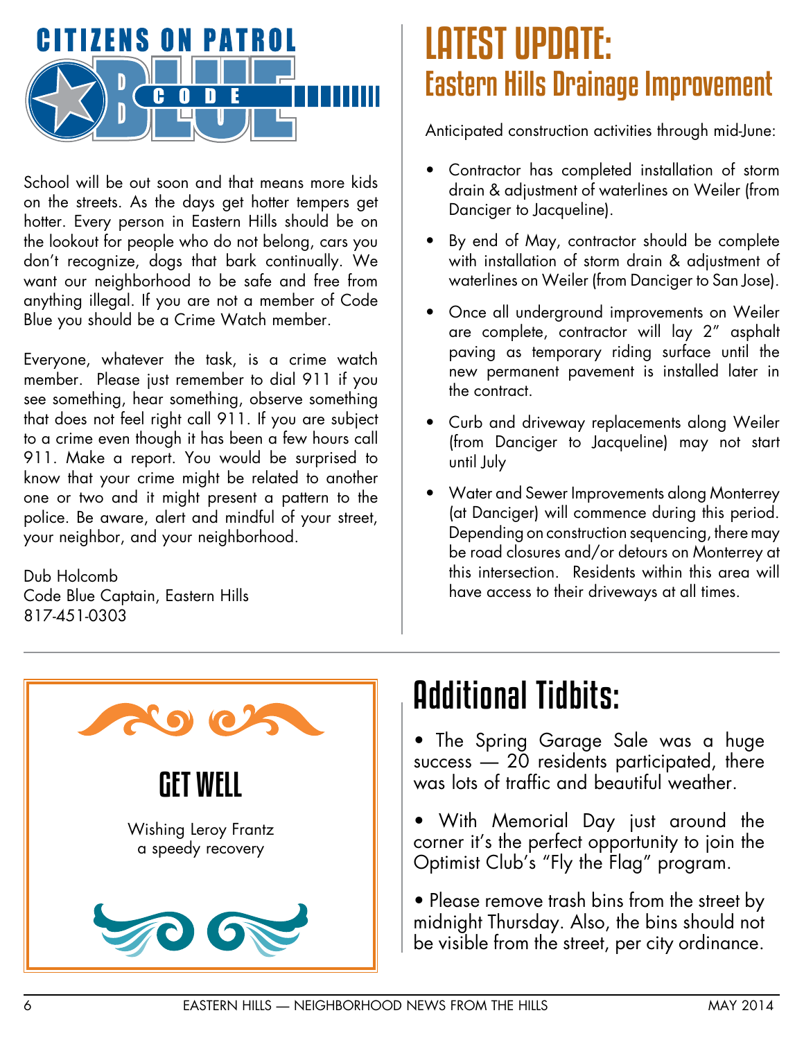## CITIZENS ON PATROL CODE BLUE

School will be out soon and that means more kids on the streets. As the days get hotter tempers get hotter. Every person in Eastern Hills should be on the lookout for people who do not belong, cars you don't recognize, dogs that bark continually. We want our neighborhood to be safe and free from anything illegal. If you are not a member of Code Blue you should be a Crime Watch member.

Everyone, whatever the task, is a crime watch member. Please just remember to dial 911 if you see something, hear something, observe something that does not feel right call 911. If you are subject to a crime even though it has been a few hours call 911. Make a report. You would be surprised to know that your crime might be related to another one or two and it might present a pattern to the police. Be aware, alert and mindful of your street, your neighbor, and your neighborhood.

Dub Holcomb
Code Blue Captain, Eastern Hills
817-451-0303

# LATEST UPDATE:
## Eastern Hills Drainage Improvement

Anticipated construction activities through mid-June:

- Contractor has completed installation of storm drain & adjustment of waterlines on Weiler (from Danciger to Jacqueline).
- By end of May, contractor should be complete with installation of storm drain & adjustment of waterlines on Weiler (from Danciger to San Jose).
- Once all underground improvements on Weiler are complete, contractor will lay 2" asphalt paving as temporary riding surface until the new permanent pavement is installed later in the contract.
- Curb and driveway replacements along Weiler (from Danciger to Jacqueline) may not start until July
- Water and Sewer Improvements along Monterrey (at Danciger) will commence during this period. Depending on construction sequencing, there may be road closures and/or detours on Monterrey at this intersection. Residents within this area will have access to their driveways at all times.

## GET WELL

Wishing Leroy Frantz
a speedy recovery

# Additional Tidbits:

- The Spring Garage Sale was a huge success — 20 residents participated, there was lots of traffic and beautiful weather.
- With Memorial Day just around the corner it's the perfect opportunity to join the Optimist Club's "Fly the Flag" program.
- Please remove trash bins from the street by midnight Thursday. Also, the bins should not be visible from the street, per city ordinance.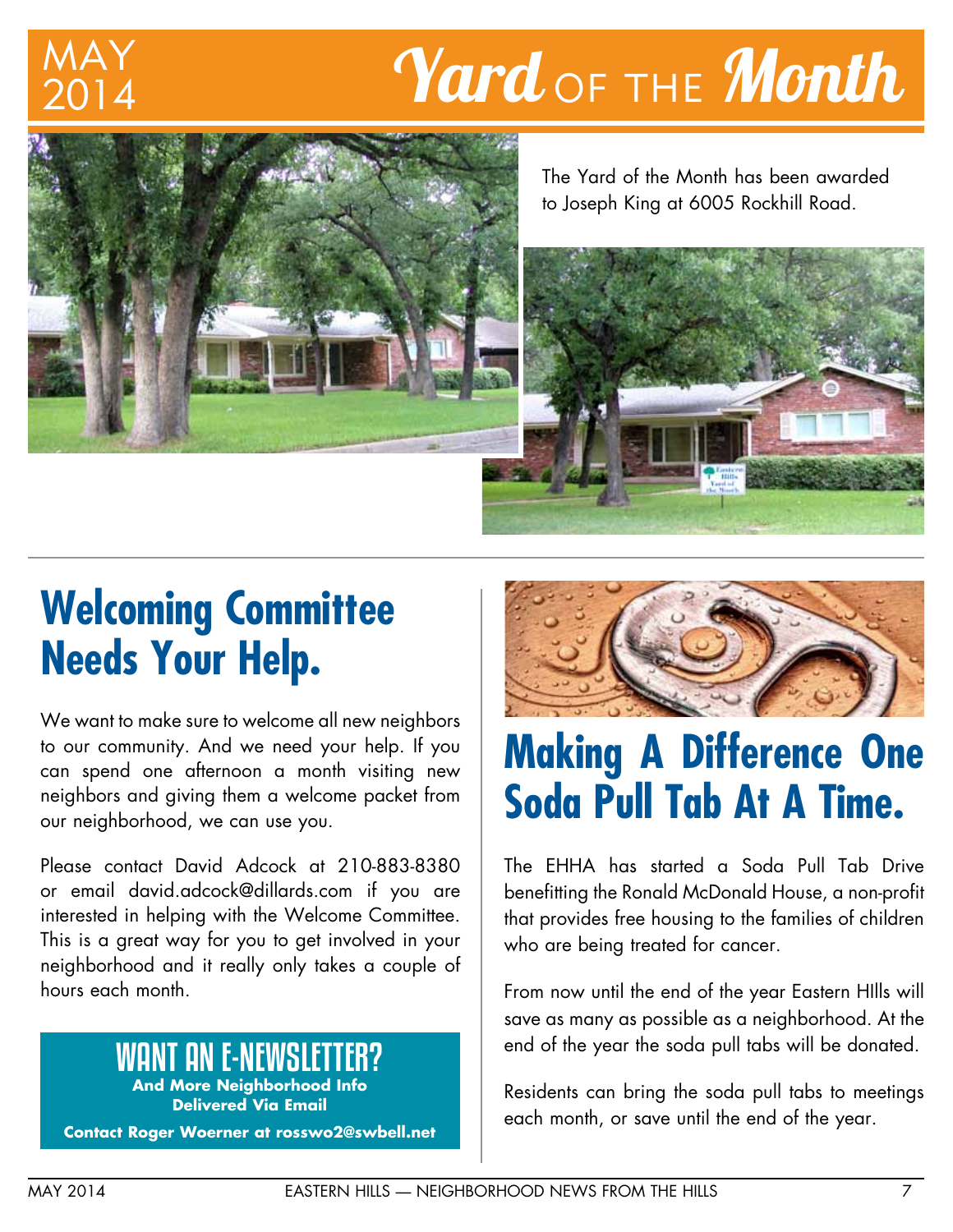# MAY 2014 Yard OF THE Month

The Yard of the Month has been awarded to Joseph King at 6005 Rockhill Road.

## Welcoming Committee Needs Your Help.

We want to make sure to welcome all new neighbors to our community. And we need your help. If you can spend one afternoon a month visiting new neighbors and giving them a welcome packet from our neighborhood, we can use you.

Please contact David Adcock at 210-883-8380 or email david.adcock@dillards.com if you are interested in helping with the Welcome Committee. This is a great way for you to get involved in your neighborhood and it really only takes a couple of hours each month.

### WANT AN E-NEWSLETTER?

**And More Neighborhood Info Delivered Via Email**

**Contact Roger Woerner at rosswo2@swbell.net**

## Making A Difference One Soda Pull Tab At A Time.

The EHHA has started a Soda Pull Tab Drive benefitting the Ronald McDonald House, a non-profit that provides free housing to the families of children who are being treated for cancer.

From now until the end of the year Eastern HIlls will save as many as possible as a neighborhood. At the end of the year the soda pull tabs will be donated.

Residents can bring the soda pull tabs to meetings each month, or save until the end of the year.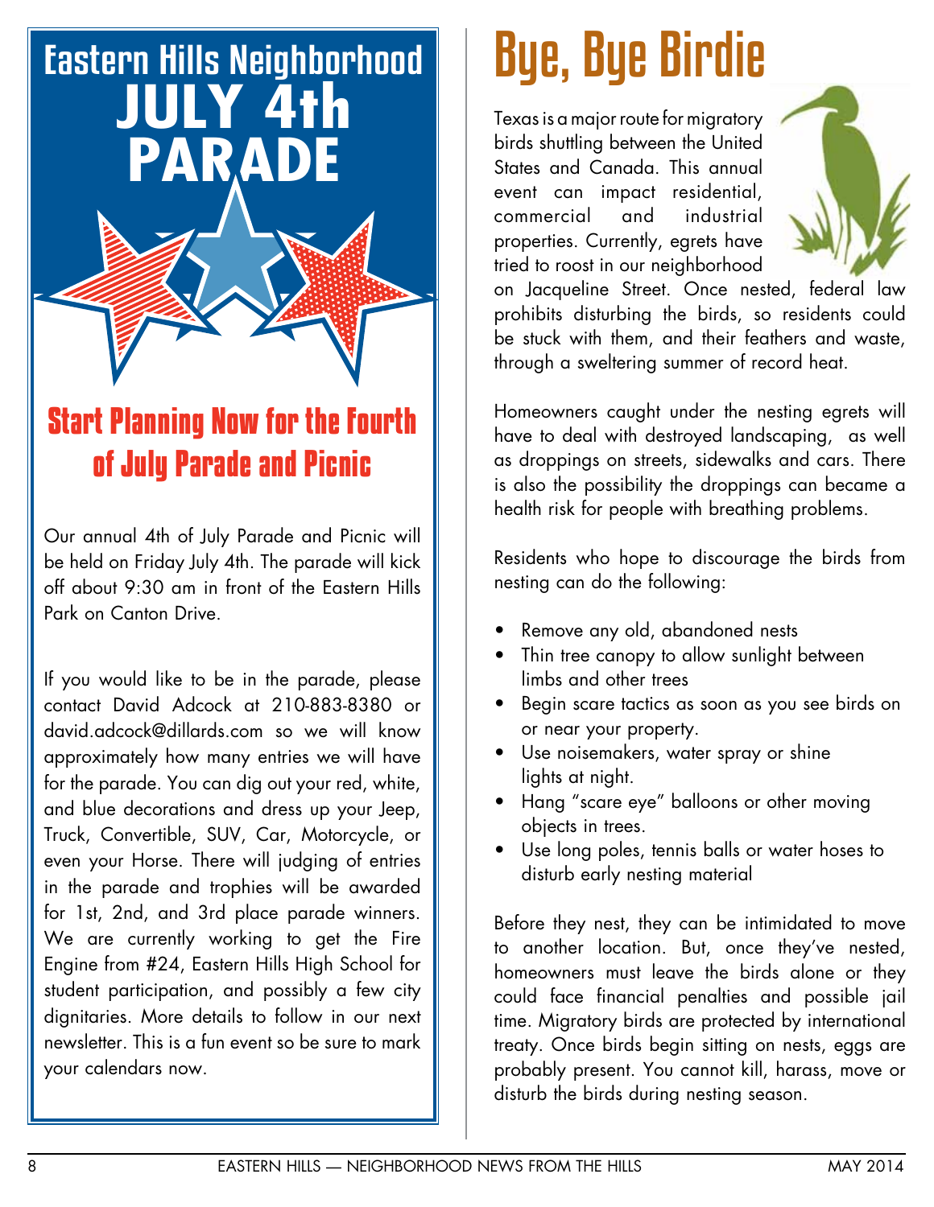# Eastern Hills Neighborhood JULY 4th PARADE

## Start Planning Now for the Fourth of July Parade and Picnic

Our annual 4th of July Parade and Picnic will be held on Friday July 4th. The parade will kick off about 9:30 am in front of the Eastern Hills Park on Canton Drive.

If you would like to be in the parade, please contact David Adcock at 210-883-8380 or david.adcock@dillards.com so we will know approximately how many entries we will have for the parade. You can dig out your red, white, and blue decorations and dress up your Jeep, Truck, Convertible, SUV, Car, Motorcycle, or even your Horse. There will judging of entries in the parade and trophies will be awarded for 1st, 2nd, and 3rd place parade winners. We are currently working to get the Fire Engine from #24, Eastern Hills High School for student participation, and possibly a few city dignitaries. More details to follow in our next newsletter. This is a fun event so be sure to mark your calendars now.

# Bye, Bye Birdie

Texas is a major route for migratory birds shuttling between the United States and Canada. This annual event can impact residential, commercial and industrial properties. Currently, egrets have tried to roost in our neighborhood on Jacqueline Street. Once nested, federal law prohibits disturbing the birds, so residents could be stuck with them, and their feathers and waste, through a sweltering summer of record heat.

Homeowners caught under the nesting egrets will have to deal with destroyed landscaping, as well as droppings on streets, sidewalks and cars. There is also the possibility the droppings can became a health risk for people with breathing problems.

Residents who hope to discourage the birds from nesting can do the following:

- Remove any old, abandoned nests
- Thin tree canopy to allow sunlight between limbs and other trees
- Begin scare tactics as soon as you see birds on or near your property.
- Use noisemakers, water spray or shine lights at night.
- Hang "scare eye" balloons or other moving objects in trees.
- Use long poles, tennis balls or water hoses to disturb early nesting material

Before they nest, they can be intimidated to move to another location. But, once they've nested, homeowners must leave the birds alone or they could face financial penalties and possible jail time. Migratory birds are protected by international treaty. Once birds begin sitting on nests, eggs are probably present. You cannot kill, harass, move or disturb the birds during nesting season.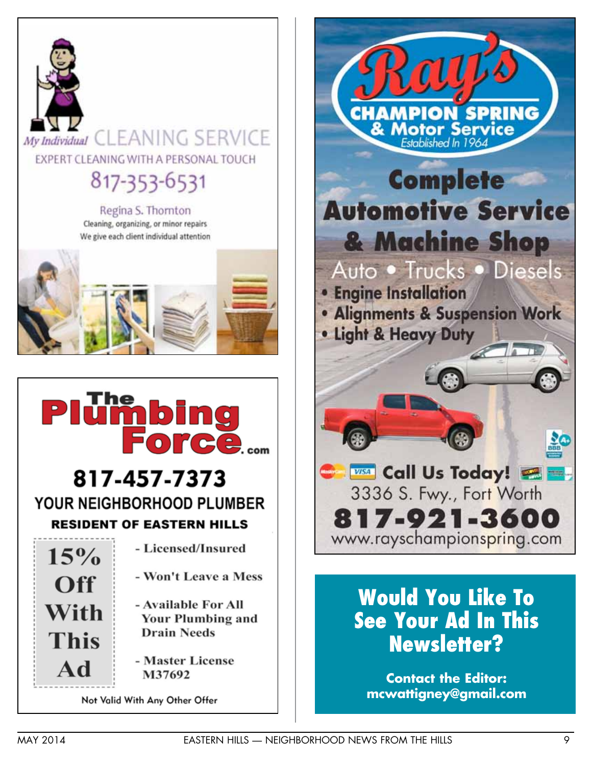## My Individual CLEANING SERVICE

EXPERT CLEANING WITH A PERSONAL TOUCH

817-353-6531

Regina S. Thornton

Cleaning, organizing, or minor repairs

We give each client individual attention

## The Plumbing Force.com

817-457-7373

YOUR NEIGHBORHOOD PLUMBER

**RESIDENT OF EASTERN HILLS**

**15% Off With This Ad**

- Licensed/Insured
- Won't Leave a Mess
- Available For All Your Plumbing and Drain Needs
- Master License M37692

Not Valid With Any Other Offer

## Ray's CHAMPION SPRING & Motor Service

*Established In 1964*

## Complete Automotive Service & Machine Shop

Auto • Trucks • Diesels

- Engine Installation
- Alignments & Suspension Work
- Light & Heavy Duty

**Call Us Today!**

3336 S. Fwy., Fort Worth

**817-921-3600**

www.rayschampionspring.com

## Would You Like To See Your Ad In This Newsletter?

**Contact the Editor: mcwattigney@gmail.com**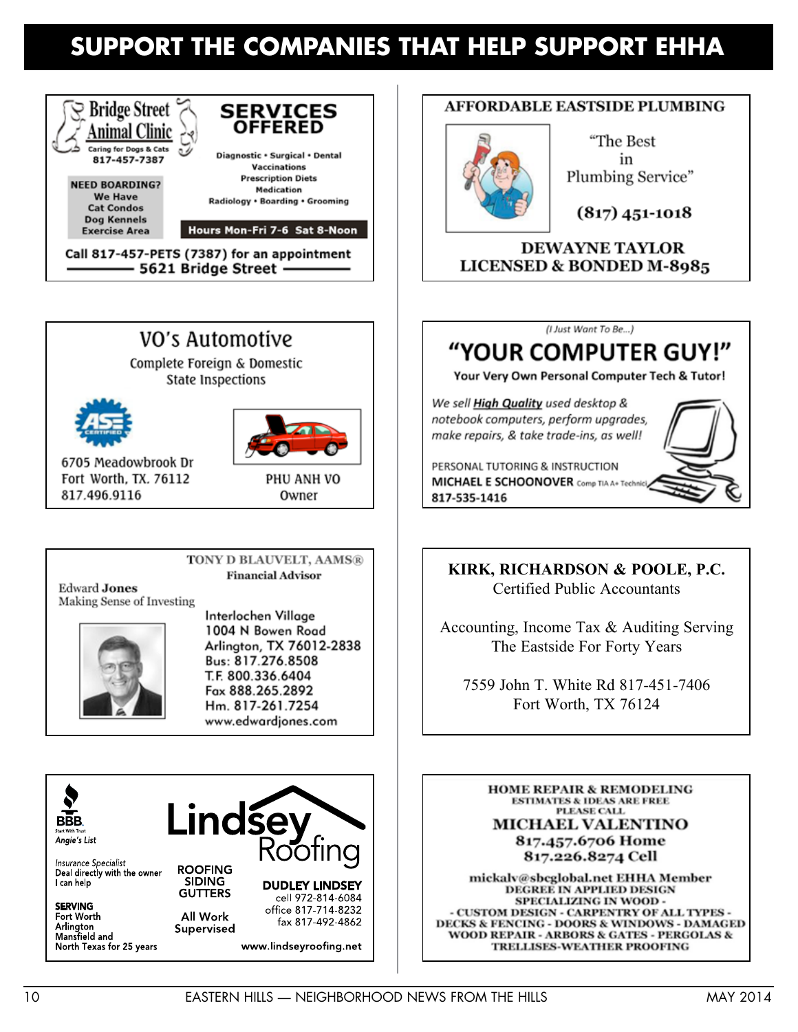# SUPPORT THE COMPANIES THAT HELP SUPPORT EHHA

**Bridge Street Animal Clinic**
Caring for Dogs & Cats
817-457-7387

**SERVICES OFFERED**

Diagnostic • Surgical • Dental
Vaccinations
Prescription Diets
Medication
Radiology • Boarding • Grooming

**NEED BOARDING?**
We Have
Cat Condos
Dog Kennels
Exercise Area

**Hours Mon-Fri 7-6 Sat 8-Noon**

Call 817-457-PETS (7387) for an appointment
5621 Bridge Street

---

**AFFORDABLE EASTSIDE PLUMBING**

"The Best in Plumbing Service"

(817) 451-1018

**DEWAYNE TAYLOR**
**LICENSED & BONDED M-8985**

---

**VO's Automotive**
Complete Foreign & Domestic
State Inspections

6705 Meadowbrook Dr
Fort Worth, TX. 76112
817.496.9116

PHU ANH VO
Owner

---

*(I Just Want To Be...)*

**"YOUR COMPUTER GUY!"**

**Your Very Own Personal Computer Tech & Tutor!**

*We sell **High Quality** used desktop & notebook computers, perform upgrades, make repairs, & take trade-ins, as well!*

PERSONAL TUTORING & INSTRUCTION
**MICHAEL E SCHOONOVER** Comp TIA A+ Technician
817-535-1416

---

**TONY D BLAUVELT, AAMS®**
**Financial Advisor**

Edward **Jones**
Making Sense of Investing

Interlochen Village
1004 N Bowen Road
Arlington, TX 76012-2838
Bus: 817.276.8508
T.F. 800.336.6404
Fax 888.265.2892
Hm. 817-261.7254
www.edwardjones.com

---

**KIRK, RICHARDSON & POOLE, P.C.**
Certified Public Accountants

Accounting, Income Tax & Auditing Serving The Eastside For Forty Years

7559 John T. White Rd 817-451-7406
Fort Worth, TX 76124

---

BBB.
Start With Trust
*Angie's List*

**Lindsey Roofing**

*Insurance Specialist*
Deal directly with the owner
I can help

**SERVING**
Fort Worth
Arlington
Mansfield and
North Texas for 25 years

**ROOFING**
**SIDING**
**GUTTERS**

All Work Supervised

**DUDLEY LINDSEY**
cell 972-814-6084
office 817-714-8232
fax 817-492-4862

www.lindseyroofing.net

---

**HOME REPAIR & REMODELING**
ESTIMATES & IDEAS ARE FREE
PLEASE CALL
**MICHAEL VALENTINO**
**817.457.6706 Home**
**817.226.8274 Cell**

mickalv@sbcglobal.net EHHA Member
DEGREE IN APPLIED DESIGN
SPECIALIZING IN WOOD -
- CUSTOM DESIGN - CARPENTRY OF ALL TYPES -
DECKS & FENCING - DOORS & WINDOWS - DAMAGED WOOD REPAIR - ARBORS & GATES - PERGOLAS & TRELLISES-WEATHER PROOFING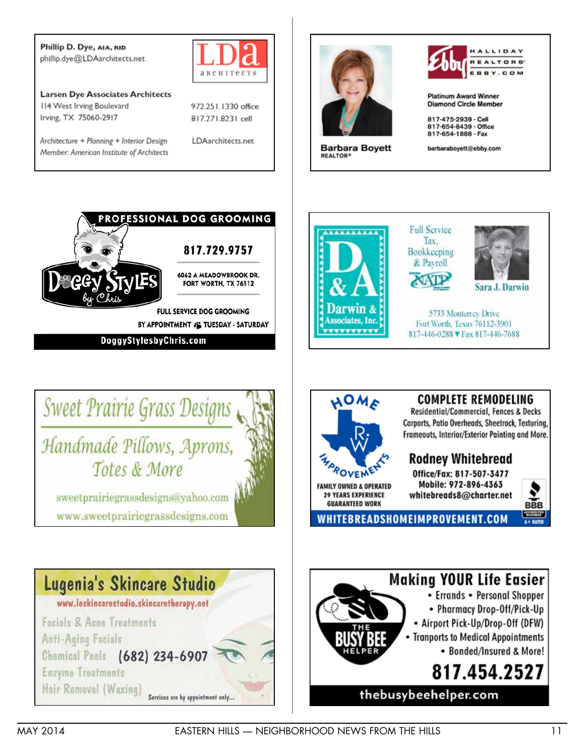**Phillip D. Dye, AIA, RID**
phillip.dye@LDAarchitects.net

LDa architects

**Larsen Dye Associates Architects**
114 West Irving Boulevard
Irving, TX 75060-2917

972.251.1330 office
817.271.8231 cell

*Architecture + Planning + Interior Design*
*Member: American Institute of Architects*

LDAarchitects.net

---

Ebby HALLIDAY REALTORS® EBBY.COM

**Barbara Boyett**
REALTOR®

Platinum Award Winner
Diamond Circle Member

817-475-2939 - Cell
817-654-8439 - Office
817-654-1888 - Fax

barbaraboyett@ebby.com

---

**PROFESSIONAL DOG GROOMING**

Doggy Styles by Chris

**817.729.9757**

6062 A MEADOWBROOK DR.
FORT WORTH, TX 76112

FULL SERVICE DOG GROOMING
BY APPOINTMENT • TUESDAY - SATURDAY

DoggyStylesbyChris.com

---

D & A Darwin & Associates, Inc.

Full Service
Tax,
Bookkeeping
& Payroll

NATP

Sara J. Darwin

5733 Monterrey Drive
Fort Worth, Texas 76112-3901
817-446-0288 ▾ Fax 817-446-7688

---

*Sweet Prairie Grass Designs*

*Handmade Pillows, Aprons, Totes & More*

sweetprairiegrassdesigns@yahoo.com
www.sweetprairiegrassdesigns.com

---

HOME RW IMPROVEMENTS

FAMILY OWNED & OPERATED
29 YEARS EXPERIENCE
GUARANTEED WORK

**COMPLETE REMODELING**
Residential/Commercial, Fences & Decks
Carports, Patio Overheads, Sheetrock, Texturing,
Frameouts, Interior/Exterior Painting and More.

**Rodney Whitebread**
Office/Fax: 817-507-3477
Mobile: 972-896-4363
whitebreads8@charter.net

BBB ACCREDITED BUSINESS A+ RATED

WHITEBREADSHOMEIMPROVEMENT.COM

---

**Lugenia's Skincare Studio**
www.leskincarestudio.skincaretherapy.net

Facials & Acne Treatments
Anti-Aging Facials
Chemical Peels (682) 234-6907
Enzyme Treatments
Hair Removal (Waxing)

Services are by appointment only...

---

THE BUSY BEE HELPER

**Making YOUR Life Easier**

- Errands • Personal Shopper
- Pharmacy Drop-Off/Pick-Up
- Airport Pick-Up/Drop-Off (DFW)
- Tranports to Medical Appointments
- Bonded/Insured & More!

**817.454.2527**

thebusybeehelper.com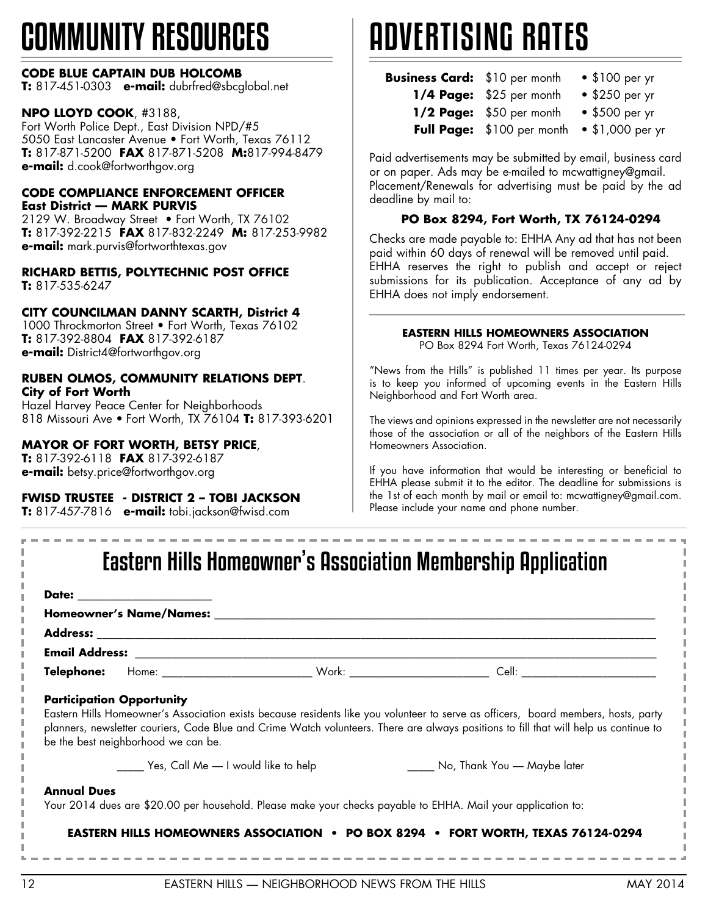# COMMUNITY RESOURCES

**CODE BLUE CAPTAIN DUB HOLCOMB**
**T:** 817-451-0303 **e-mail:** dubrfred@sbcglobal.net

**NPO LLOYD COOK**, #3188,
Fort Worth Police Dept., East Division NPD/#5
5050 East Lancaster Avenue • Fort Worth, Texas 76112
**T:** 817-871-5200 **FAX** 817-871-5208 **M:**817-994-8479
**e-mail:** d.cook@fortworthgov.org

**CODE COMPLIANCE ENFORCEMENT OFFICER**
**East District — MARK PURVIS**
2129 W. Broadway Street • Fort Worth, TX 76102
**T:** 817-392-2215 **FAX** 817-832-2249 **M:** 817-253-9982
**e-mail:** mark.purvis@fortworthtexas.gov

**RICHARD BETTIS, POLYTECHNIC POST OFFICE**
**T:** 817-535-6247

**CITY COUNCILMAN DANNY SCARTH, District 4**
1000 Throckmorton Street • Fort Worth, Texas 76102
**T:** 817-392-8804 **FAX** 817-392-6187
**e-mail:** District4@fortworthgov.org

**RUBEN OLMOS, COMMUNITY RELATIONS DEPT.**
**City of Fort Worth**
Hazel Harvey Peace Center for Neighborhoods
818 Missouri Ave • Fort Worth, TX 76104 **T:** 817-393-6201

**MAYOR OF FORT WORTH, BETSY PRICE**,
**T:** 817-392-6118 **FAX** 817-392-6187
**e-mail:** betsy.price@fortworthgov.org

**FWISD TRUSTEE - DISTRICT 2 – TOBI JACKSON**
**T:** 817-457-7816 **e-mail:** tobi.jackson@fwisd.com

# ADVERTISING RATES

| | | |
|---|---|---|
| **Business Card:** | $10 per month | • $100 per yr |
| **1/4 Page:** | $25 per month | • $250 per yr |
| **1/2 Page:** | $50 per month | • $500 per yr |
| **Full Page:** | $100 per month | • $1,000 per yr |

Paid advertisements may be submitted by email, business card or on paper. Ads may be e-mailed to mcwattigney@gmail. Placement/Renewals for advertising must be paid by the ad deadline by mail to:

**PO Box 8294, Fort Worth, TX 76124-0294**

Checks are made payable to: EHHA Any ad that has not been paid within 60 days of renewal will be removed until paid. EHHA reserves the right to publish and accept or reject submissions for its publication. Acceptance of any ad by EHHA does not imply endorsement.

**EASTERN HILLS HOMEOWNERS ASSOCIATION**
PO Box 8294 Fort Worth, Texas 76124-0294

"News from the Hills" is published 11 times per year. Its purpose is to keep you informed of upcoming events in the Eastern Hills Neighborhood and Fort Worth area.

The views and opinions expressed in the newsletter are not necessarily those of the association or all of the neighbors of the Eastern Hills Homeowners Association.

If you have information that would be interesting or beneficial to EHHA please submit it to the editor. The deadline for submissions is the 1st of each month by mail or email to: mcwattigney@gmail.com. Please include your name and phone number.

## Eastern Hills Homeowner's Association Membership Application

**Date:** ____________________

**Homeowner's Name/Names:** ____________________

**Address:** ____________________

**Email Address:** ____________________

**Telephone:** Home: ____________________ Work: ____________________ Cell: ____________________

**Participation Opportunity**
Eastern Hills Homeowner's Association exists because residents like you volunteer to serve as officers, board members, hosts, party planners, newsletter couriers, Code Blue and Crime Watch volunteers. There are always positions to fill that will help us continue to be the best neighborhood we can be.

_____ Yes, Call Me — I would like to help     _____ No, Thank You — Maybe later

**Annual Dues**
Your 2014 dues are $20.00 per household. Please make your checks payable to EHHA. Mail your application to:

**EASTERN HILLS HOMEOWNERS ASSOCIATION • PO BOX 8294 • FORT WORTH, TEXAS 76124-0294**